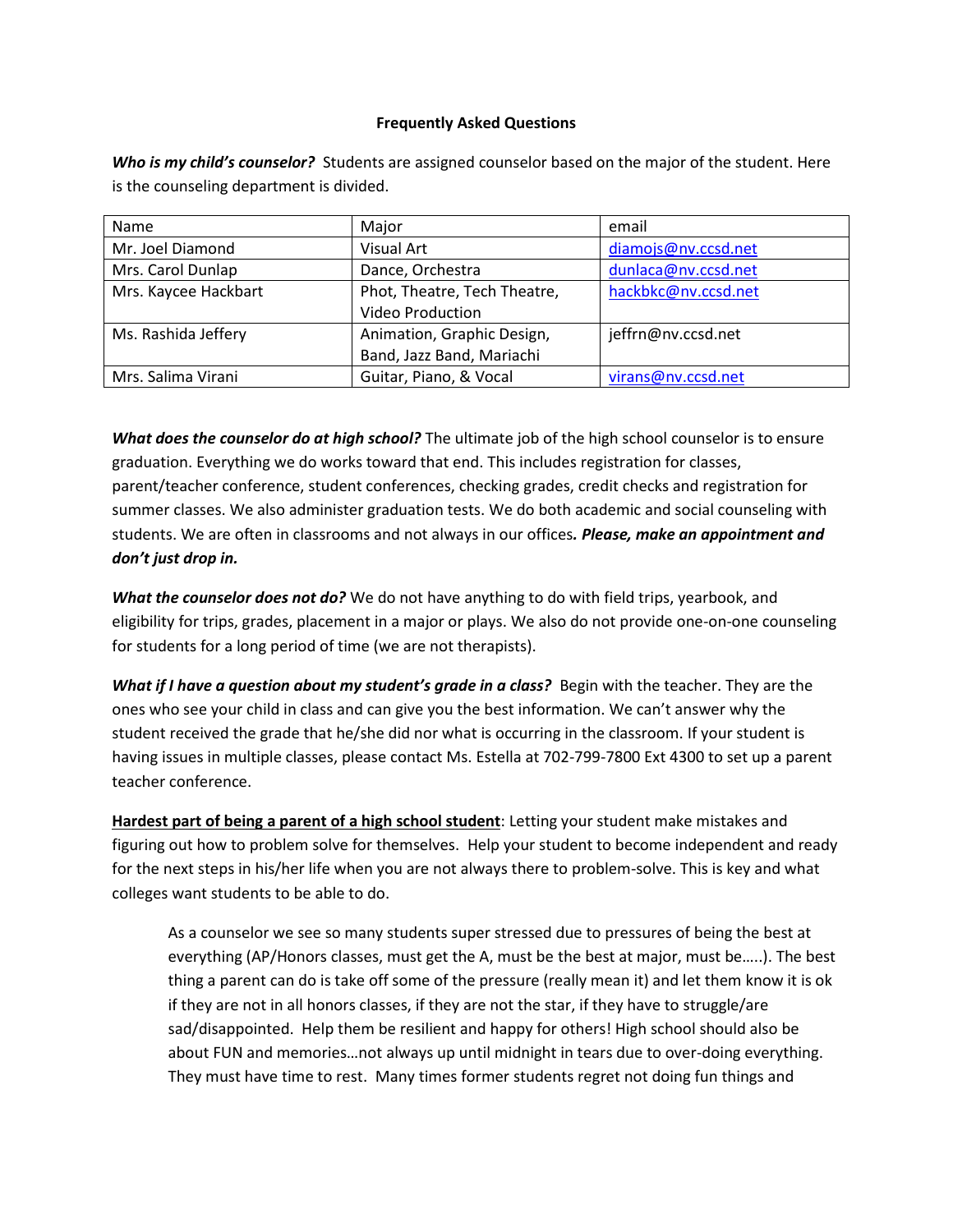**Frequently Asked Questions**

***Who is my child's counselor?*** Students are assigned counselor based on the major of the student. Here is the counseling department is divided.

| Name | Major | email |
|---|---|---|
| Mr. Joel Diamond | Visual Art | diamojs@nv.ccsd.net |
| Mrs. Carol Dunlap | Dance, Orchestra | dunlaca@nv.ccsd.net |
| Mrs. Kaycee Hackbart | Phot, Theatre, Tech Theatre, Video Production | hackbkc@nv.ccsd.net |
| Ms. Rashida Jeffery | Animation, Graphic Design, Band, Jazz Band, Mariachi | jeffrn@nv.ccsd.net |
| Mrs. Salima Virani | Guitar, Piano, & Vocal | virans@nv.ccsd.net |

***What does the counselor do at high school?*** The ultimate job of the high school counselor is to ensure graduation. Everything we do works toward that end. This includes registration for classes, parent/teacher conference, student conferences, checking grades, credit checks and registration for summer classes. We also administer graduation tests. We do both academic and social counseling with students. We are often in classrooms and not always in our offices***. Please, make an appointment and don't just drop in.***

***What the counselor does not do?*** We do not have anything to do with field trips, yearbook, and eligibility for trips, grades, placement in a major or plays. We also do not provide one-on-one counseling for students for a long period of time (we are not therapists).

***What if I have a question about my student's grade in a class?*** Begin with the teacher. They are the ones who see your child in class and can give you the best information. We can't answer why the student received the grade that he/she did nor what is occurring in the classroom. If your student is having issues in multiple classes, please contact Ms. Estella at 702-799-7800 Ext 4300 to set up a parent teacher conference.

<u>**Hardest part of being a parent of a high school student**</u>: Letting your student make mistakes and figuring out how to problem solve for themselves. Help your student to become independent and ready for the next steps in his/her life when you are not always there to problem-solve. This is key and what colleges want students to be able to do.

> As a counselor we see so many students super stressed due to pressures of being the best at everything (AP/Honors classes, must get the A, must be the best at major, must be…..). The best thing a parent can do is take off some of the pressure (really mean it) and let them know it is ok if they are not in all honors classes, if they are not the star, if they have to struggle/are sad/disappointed. Help them be resilient and happy for others! High school should also be about FUN and memories…not always up until midnight in tears due to over-doing everything. They must have time to rest. Many times former students regret not doing fun things and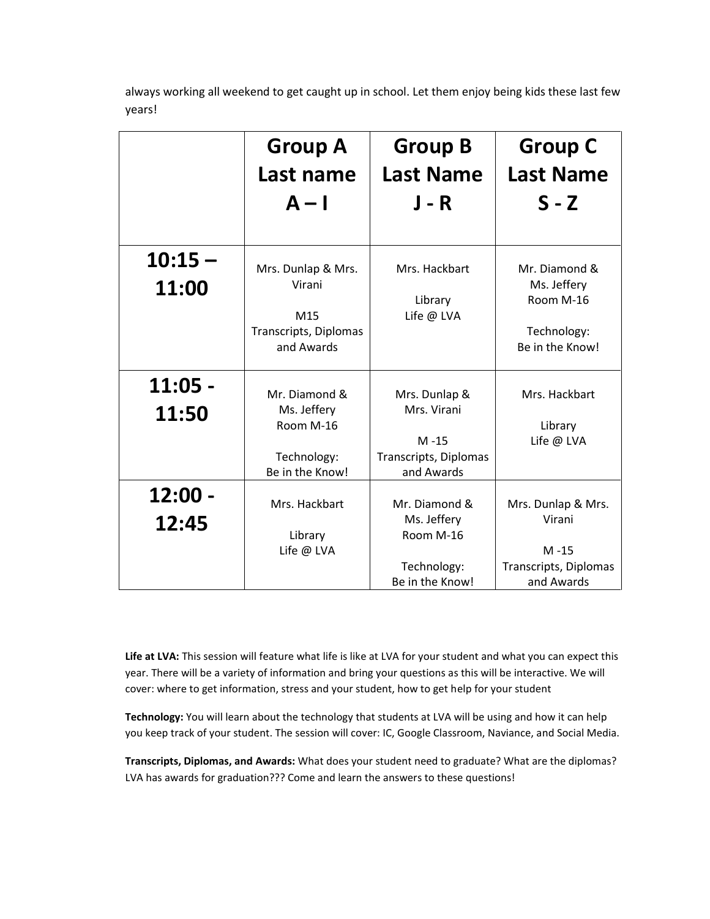always working all weekend to get caught up in school. Let them enjoy being kids these last few years!

| | Group A Last name A – I | Group B Last Name J - R | Group C Last Name S - Z |
|---|---|---|---|
| 10:15 – 11:00 | Mrs. Dunlap & Mrs. Virani<br><br>M15<br>Transcripts, Diplomas and Awards | Mrs. Hackbart<br><br>Library<br>Life @ LVA | Mr. Diamond & Ms. Jeffery<br>Room M-16<br><br>Technology:<br>Be in the Know! |
| 11:05 - 11:50 | Mr. Diamond & Ms. Jeffery<br>Room M-16<br><br>Technology:<br>Be in the Know! | Mrs. Dunlap & Mrs. Virani<br><br>M -15<br>Transcripts, Diplomas and Awards | Mrs. Hackbart<br><br>Library<br>Life @ LVA |
| 12:00 - 12:45 | Mrs. Hackbart<br><br>Library<br>Life @ LVA | Mr. Diamond & Ms. Jeffery<br>Room M-16<br><br>Technology:<br>Be in the Know! | Mrs. Dunlap & Mrs. Virani<br><br>M -15<br>Transcripts, Diplomas and Awards |

**Life at LVA:** This session will feature what life is like at LVA for your student and what you can expect this year. There will be a variety of information and bring your questions as this will be interactive. We will cover: where to get information, stress and your student, how to get help for your student

**Technology:** You will learn about the technology that students at LVA will be using and how it can help you keep track of your student. The session will cover: IC, Google Classroom, Naviance, and Social Media.

**Transcripts, Diplomas, and Awards:** What does your student need to graduate? What are the diplomas? LVA has awards for graduation??? Come and learn the answers to these questions!